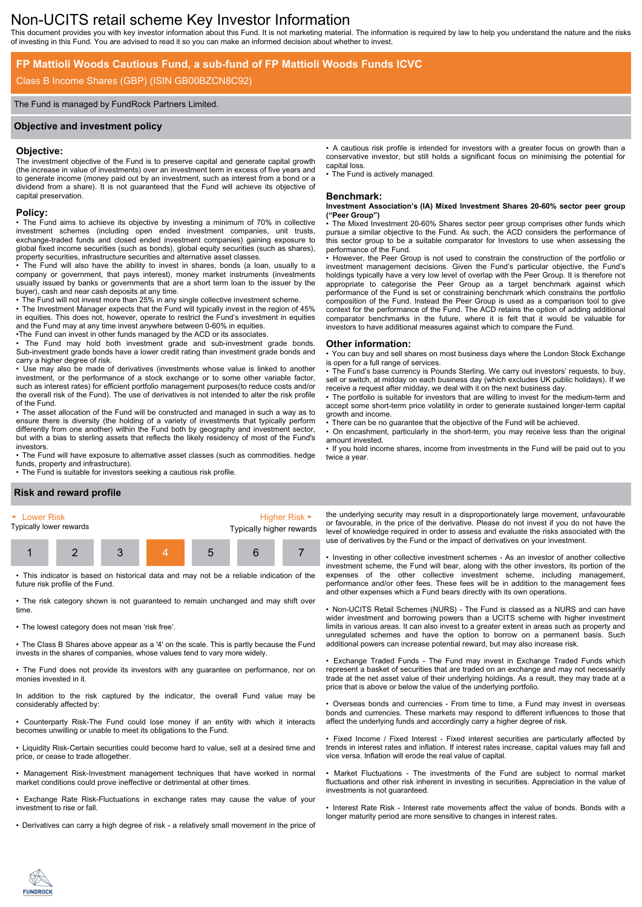# Non-UCITS retail scheme Key Investor Information

This document provides you with key investor information about this Fund. It is not marketing material. The information is required by law to help you understand the nature and the risks of investing in this Fund. You are advised to read it so you can make an informed decision about whether to invest.

## FP Mattioli Woods Cautious Fund, a sub-fund of FP Mattioli Woods Funds ICVC

Class B Income Shares (GBP) (ISIN GB00BZCN8C92)

The Fund is managed by FundRock Partners Limited.

## Objective and investment policy

### Objective:

The investment objective of the Fund is to preserve capital and generate capital growth (the increase in value of investments) over an investment term in excess of five years and to generate income (money paid out by an investment, such as interest from a bond or a dividend from a share). It is not guaranteed that the Fund will achieve its objective of capital preservation.

### Policy:

- The Fund aims to achieve its objective by investing a minimum of 70% in collective investment schemes (including open ended investment companies, unit trusts, exchange-traded funds and closed ended investment companies) gaining exposure to global fixed income securities (such as bonds), global equity securities (such as shares), property securities, infrastructure securities and alternative asset classes.
- The Fund will also have the ability to invest in shares, bonds (a loan, usually to a company or government, that pays interest), money market instruments (investments usually issued by banks or governments that are a short term loan to the issuer by the buyer), cash and near cash deposits at any time.
- The Fund will not invest more than 25% in any single collective investment scheme.
- The Investment Manager expects that the Fund will typically invest in the region of 45% in equities. This does not, however, operate to restrict the Fund's investment in equities and the Fund may at any time invest anywhere between 0-60% in equities.
- The Fund can invest in other funds managed by the ACD or its associates.
- The Fund may hold both investment grade and sub-investment grade bonds. Sub-investment grade bonds have a lower credit rating than investment grade bonds and carry a higher degree of risk.
- Use may also be made of derivatives (investments whose value is linked to another investment, or the performance of a stock exchange or to some other variable factor, such as interest rates) for efficient portfolio management purposes(to reduce costs and/or the overall risk of the Fund). The use of derivatives is not intended to alter the risk profile of the Fund.
- The asset allocation of the Fund will be constructed and managed in such a way as to ensure there is diversity (the holding of a variety of investments that typically perform differently from one another) within the Fund both by geography and investment sector, but with a bias to sterling assets that reflects the likely residency of most of the Fund's investors.
- The Fund will have exposure to alternative asset classes (such as commodities. hedge funds, property and infrastructure).
- The Fund is suitable for investors seeking a cautious risk profile.
- A cautious risk profile is intended for investors with a greater focus on growth than a conservative investor, but still holds a significant focus on minimising the potential for capital loss.
- The Fund is actively managed.

### Benchmark:

**Investment Association's (IA) Mixed Investment Shares 20-60% sector peer group ("Peer Group")**

- The Mixed Investment 20-60% Shares sector peer group comprises other funds which pursue a similar objective to the Fund. As such, the ACD considers the performance of this sector group to be a suitable comparator for Investors to use when assessing the performance of the Fund.
- However, the Peer Group is not used to constrain the construction of the portfolio or investment management decisions. Given the Fund's particular objective, the Fund's holdings typically have a very low level of overlap with the Peer Group. It is therefore not appropriate to categorise the Peer Group as a target benchmark against which performance of the Fund is set or constraining benchmark which constrains the portfolio composition of the Fund. Instead the Peer Group is used as a comparison tool to give context for the performance of the Fund. The ACD retains the option of adding additional comparator benchmarks in the future, where it is felt that it would be valuable for investors to have additional measures against which to compare the Fund.

### Other information:

- You can buy and sell shares on most business days where the London Stock Exchange is open for a full range of services.
- The Fund's base currency is Pounds Sterling. We carry out investors' requests, to buy, sell or switch, at midday on each business day (which excludes UK public holidays). If we receive a request after midday, we deal with it on the next business day.
- The portfolio is suitable for investors that are willing to invest for the medium-term and accept some short-term price volatility in order to generate sustained longer-term capital growth and income.
- There can be no guarantee that the objective of the Fund will be achieved.
- On encashment, particularly in the short-term, you may receive less than the original amount invested.
- If you hold income shares, income from investments in the Fund will be paid out to you twice a year.

## Risk and reward profile

| ◄ Lower Risk<br>Typically lower rewards | | | | | | Higher Risk ►<br>Typically higher rewards |
|---|---|---|---|---|---|---|
| 1 | 2 | 3 | **4** | 5 | 6 | 7 |

- This indicator is based on historical data and may not be a reliable indication of the future risk profile of the Fund.
- The risk category shown is not guaranteed to remain unchanged and may shift over time.
- The lowest category does not mean 'risk free'.
- The Class B Shares above appear as a '4' on the scale. This is partly because the Fund invests in the shares of companies, whose values tend to vary more widely.
- The Fund does not provide its investors with any guarantee on performance, nor on monies invested in it.

In addition to the risk captured by the indicator, the overall Fund value may be considerably affected by:

- Counterparty Risk-The Fund could lose money if an entity with which it interacts becomes unwilling or unable to meet its obligations to the Fund.
- Liquidity Risk-Certain securities could become hard to value, sell at a desired time and price, or cease to trade altogether.
- Management Risk-Investment management techniques that have worked in normal market conditions could prove ineffective or detrimental at other times.
- Exchange Rate Risk-Fluctuations in exchange rates may cause the value of your investment to rise or fall.
- Derivatives can carry a high degree of risk - a relatively small movement in the price of the underlying security may result in a disproportionately large movement, unfavourable or favourable, in the price of the derivative. Please do not invest if you do not have the level of knowledge required in order to assess and evaluate the risks associated with the use of derivatives by the Fund or the impact of derivatives on your investment.
- Investing in other collective investment schemes - As an investor of another collective investment scheme, the Fund will bear, along with the other investors, its portion of the expenses of the other collective investment scheme, including management, performance and/or other fees. These fees will be in addition to the management fees and other expenses which a Fund bears directly with its own operations.
- Non-UCITS Retail Schemes (NURS) - The Fund is classed as a NURS and can have wider investment and borrowing powers than a UCITS scheme with higher investment limits in various areas. It can also invest to a greater extent in areas such as property and unregulated schemes and have the option to borrow on a permanent basis. Such additional powers can increase potential reward, but may also increase risk.
- Exchange Traded Funds - The Fund may invest in Exchange Traded Funds which represent a basket of securities that are traded on an exchange and may not necessarily trade at the net asset value of their underlying holdings. As a result, they may trade at a price that is above or below the value of the underlying portfolio.
- Overseas bonds and currencies - From time to time, a Fund may invest in overseas bonds and currencies. These markets may respond to different influences to those that affect the underlying funds and accordingly carry a higher degree of risk.
- Fixed Income / Fixed Interest - Fixed interest securities are particularly affected by trends in interest rates and inflation. If interest rates increase, capital values may fall and vice versa. Inflation will erode the real value of capital.
- Market Fluctuations - The investments of the Fund are subject to normal market fluctuations and other risk inherent in investing in securities. Appreciation in the value of investments is not guaranteed.
- Interest Rate Risk - Interest rate movements affect the value of bonds. Bonds with a longer maturity period are more sensitive to changes in interest rates.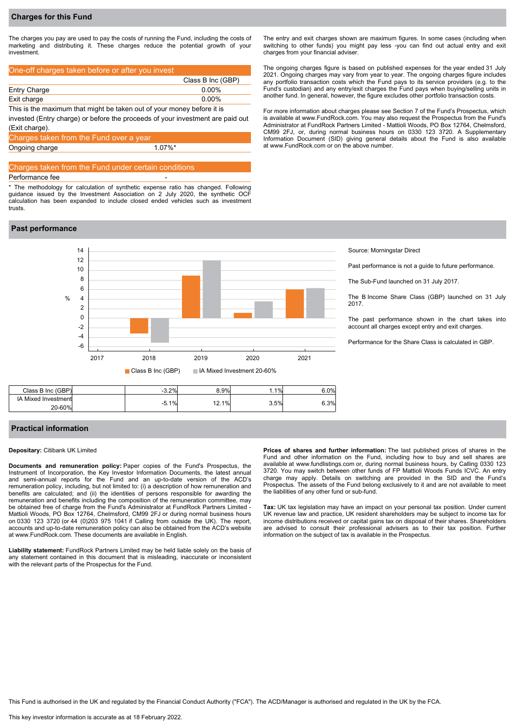## Charges for this Fund

The charges you pay are used to pay the costs of running the Fund, including the costs of marketing and distributing it. These charges reduce the potential growth of your investment.

| One-off charges taken before or after you invest | |
|---|---|
| | Class B Inc (GBP) |
| Entry Charge | 0.00% |
| Exit charge | 0.00% |

This is the maximum that might be taken out of your money before it is invested (Entry charge) or before the proceeds of your investment are paid out (Exit charge).

| Charges taken from the Fund over a year | |
|---|---|
| Ongoing charge | 1.07%* |

| Charges taken from the Fund under certain conditions | |
|---|---|
| Performance fee | - |

\* The methodology for calculation of synthetic expense ratio has changed. Following guidance issued by the Investment Association on 2 July 2020, the synthetic OCF calculation has been expanded to include closed ended vehicles such as investment trusts.

The entry and exit charges shown are maximum figures. In some cases (including when switching to other funds) you might pay less -you can find out actual entry and exit charges from your financial adviser.

The ongoing charges figure is based on published expenses for the year ended 31 July 2021. Ongoing charges may vary from year to year. The ongoing charges figure includes any portfolio transaction costs which the Fund pays to its service providers (e.g. to the Fund's custodian) and any entry/exit charges the Fund pays when buying/selling units in another fund. In general, however, the figure excludes other portfolio transaction costs.

For more information about charges please see Section 7 of the Fund's Prospectus, which is available at www.FundRock.com. You may also request the Prospectus from the Fund's Administrator at FundRock Partners Limited - Mattioli Woods, PO Box 12764, Chelmsford, CM99 2FJ, or, during normal business hours on 0330 123 3720. A Supplementary Information Document (SID) giving general details about the Fund is also available at www.FundRock.com or on the above number.

## Past performance

%
14
12
10
8
6
4
2
0
-2
-4
-6
2017 2018 2019 2020 2021
Class B Inc (GBP) IA Mixed Investment 20-60%

| | 2017 | 2018 | 2019 | 2020 | 2021 |
|---|---|---|---|---|---|
| Class B Inc (GBP) | | -3.2% | 8.9% | 1.1% | 6.0% |
| IA Mixed Investment 20-60% | | -5.1% | 12.1% | 3.5% | 6.3% |

Source: Morningstar Direct

Past performance is not a guide to future performance.

The Sub-Fund launched on 31 July 2017.

The B Income Share Class (GBP) launched on 31 July 2017.

The past performance shown in the chart takes into account all charges except entry and exit charges.

Performance for the Share Class is calculated in GBP.

## Practical information

**Depositary:** Citibank UK Limited

**Documents and remuneration policy:** Paper copies of the Fund's Prospectus, the Instrument of Incorporation, the Key Investor Information Documents, the latest annual and semi-annual reports for the Fund and an up-to-date version of the ACD's remuneration policy, including, but not limited to: (i) a description of how remuneration and benefits are calculated; and (ii) the identities of persons responsible for awarding the remuneration and benefits including the composition of the remuneration committee, may be obtained free of charge from the Fund's Administrator at FundRock Partners Limited - Mattioli Woods, PO Box 12764, Chelmsford, CM99 2FJ or during normal business hours on 0330 123 3720 (or 44 (0)203 975 1041 if Calling from outside the UK). The report, accounts and up-to-date remuneration policy can also be obtained from the ACD's website at www.FundRock.com. These documents are available in English.

**Liability statement:** FundRock Partners Limited may be held liable solely on the basis of any statement contained in this document that is misleading, inaccurate or inconsistent with the relevant parts of the Prospectus for the Fund.

**Prices of shares and further information:** The last published prices of shares in the Fund and other information on the Fund, including how to buy and sell shares are available at www.fundlistings.com or, during normal business hours, by Calling 0330 123 3720. You may switch between other funds of FP Mattioli Woods Funds ICVC. An entry charge may apply. Details on switching are provided in the SID and the Fund's Prospectus. The assets of the Fund belong exclusively to it and are not available to meet the liabilities of any other fund or sub-fund.

**Tax:** UK tax legislation may have an impact on your personal tax position. Under current UK revenue law and practice, UK resident shareholders may be subject to income tax for income distributions received or capital gains tax on disposal of their shares. Shareholders are advised to consult their professional advisers as to their tax position. Further information on the subject of tax is available in the Prospectus.

This Fund is authorised in the UK and regulated by the Financial Conduct Authority ("FCA"). The ACD/Manager is authorised and regulated in the UK by the FCA.

This key investor information is accurate as at 18 February 2022.